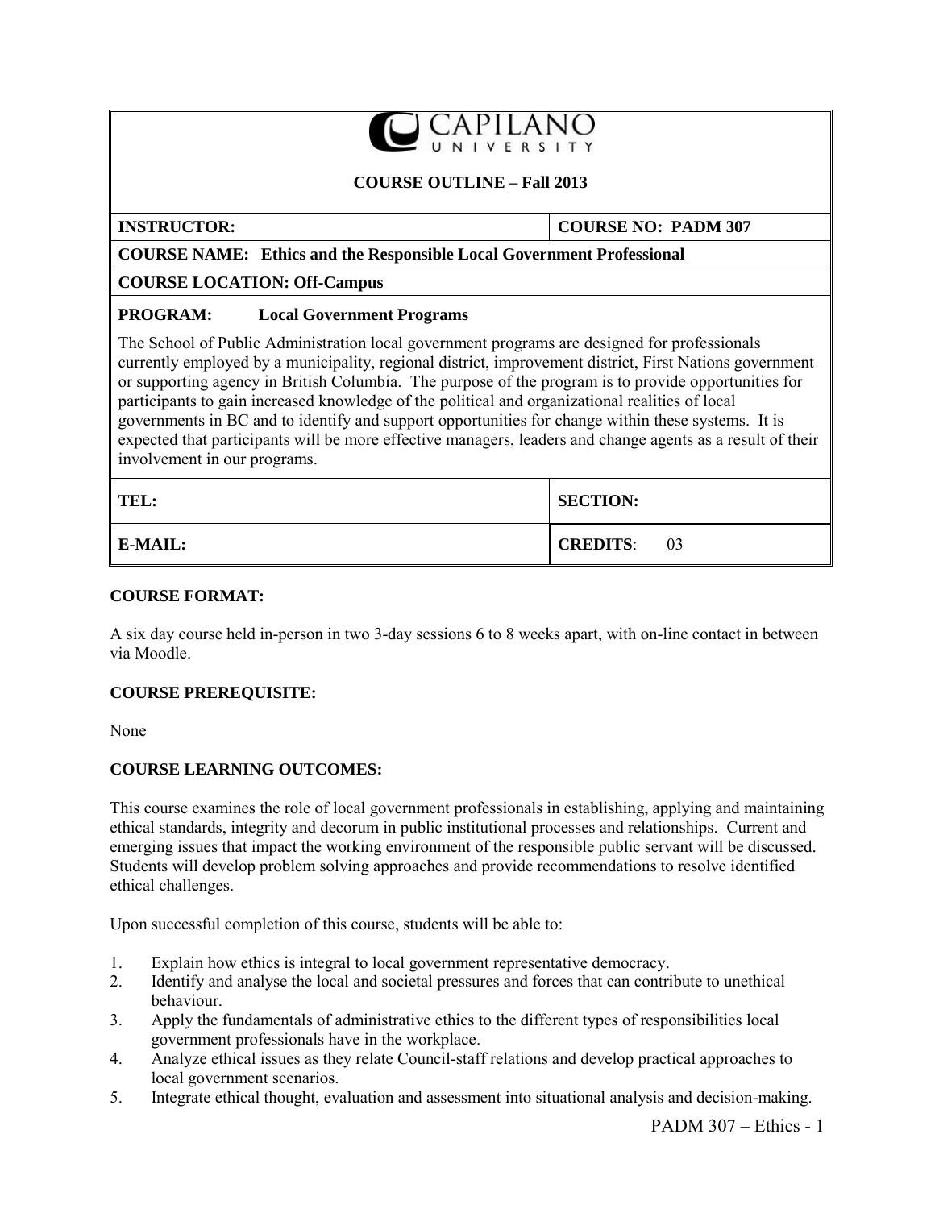**CAPILANO UNIVERSITY**

**COURSE OUTLINE – Fall 2013**

| **INSTRUCTOR:** | **COURSE NO: PADM 307** |
|---|---|
| **COURSE NAME: Ethics and the Responsible Local Government Professional** | |
| **COURSE LOCATION: Off-Campus** | |
| **PROGRAM: Local Government Programs** | |
| The School of Public Administration local government programs are designed for professionals currently employed by a municipality, regional district, improvement district, First Nations government or supporting agency in British Columbia. The purpose of the program is to provide opportunities for participants to gain increased knowledge of the political and organizational realities of local governments in BC and to identify and support opportunities for change within these systems. It is expected that participants will be more effective managers, leaders and change agents as a result of their involvement in our programs. | |
| **TEL:** | **SECTION:** |
| **E-MAIL:** | **CREDITS**: 03 |

**COURSE FORMAT:**

A six day course held in-person in two 3-day sessions 6 to 8 weeks apart, with on-line contact in between via Moodle.

**COURSE PREREQUISITE:**

None

**COURSE LEARNING OUTCOMES:**

This course examines the role of local government professionals in establishing, applying and maintaining ethical standards, integrity and decorum in public institutional processes and relationships. Current and emerging issues that impact the working environment of the responsible public servant will be discussed. Students will develop problem solving approaches and provide recommendations to resolve identified ethical challenges.

Upon successful completion of this course, students will be able to:

1. Explain how ethics is integral to local government representative democracy.
2. Identify and analyse the local and societal pressures and forces that can contribute to unethical behaviour.
3. Apply the fundamentals of administrative ethics to the different types of responsibilities local government professionals have in the workplace.
4. Analyze ethical issues as they relate Council-staff relations and develop practical approaches to local government scenarios.
5. Integrate ethical thought, evaluation and assessment into situational analysis and decision-making.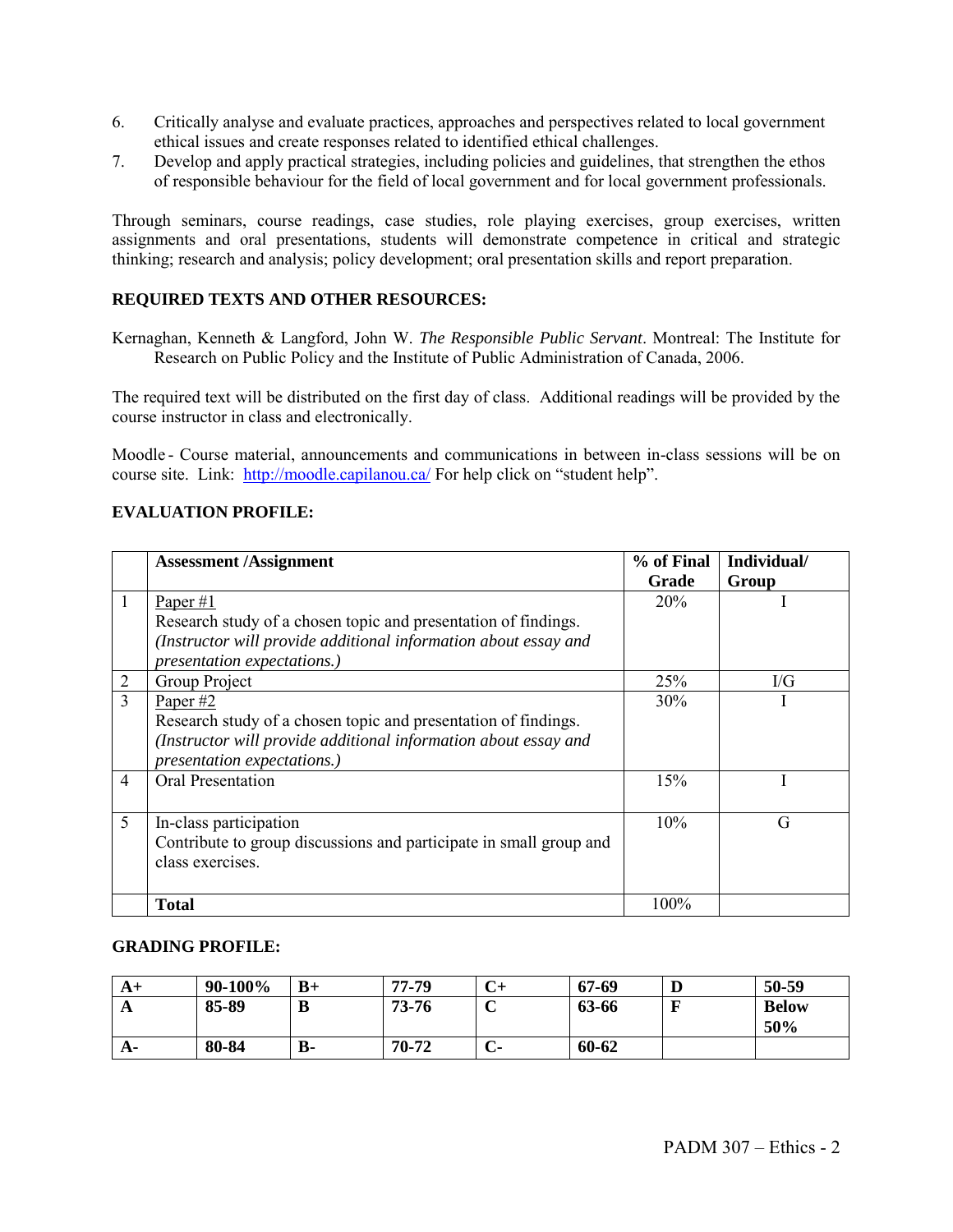6. Critically analyse and evaluate practices, approaches and perspectives related to local government ethical issues and create responses related to identified ethical challenges.
7. Develop and apply practical strategies, including policies and guidelines, that strengthen the ethos of responsible behaviour for the field of local government and for local government professionals.

Through seminars, course readings, case studies, role playing exercises, group exercises, written assignments and oral presentations, students will demonstrate competence in critical and strategic thinking; research and analysis; policy development; oral presentation skills and report preparation.

## REQUIRED TEXTS AND OTHER RESOURCES:

Kernaghan, Kenneth & Langford, John W. *The Responsible Public Servant*. Montreal: The Institute for Research on Public Policy and the Institute of Public Administration of Canada, 2006.

The required text will be distributed on the first day of class. Additional readings will be provided by the course instructor in class and electronically.

Moodle - Course material, announcements and communications in between in-class sessions will be on course site. Link: http://moodle.capilanou.ca/ For help click on "student help".

## EVALUATION PROFILE:

| | **Assessment /Assignment** | **% of Final Grade** | **Individual/ Group** |
|---|---|---|---|
| 1 | Paper #1<br>Research study of a chosen topic and presentation of findings.<br>*(Instructor will provide additional information about essay and presentation expectations.)* | 20% | I |
| 2 | Group Project | 25% | I/G |
| 3 | Paper #2<br>Research study of a chosen topic and presentation of findings.<br>*(Instructor will provide additional information about essay and presentation expectations.)* | 30% | I |
| 4 | Oral Presentation | 15% | I |
| 5 | In-class participation<br>Contribute to group discussions and participate in small group and class exercises. | 10% | G |
| | **Total** | 100% | |

## GRADING PROFILE:

| **A+** | **90-100%** | **B+** | **77-79** | **C+** | **67-69** | **D** | **50-59** |
|---|---|---|---|---|---|---|---|
| **A** | **85-89** | **B** | **73-76** | **C** | **63-66** | **F** | **Below 50%** |
| **A-** | **80-84** | **B-** | **70-72** | **C-** | **60-62** | | |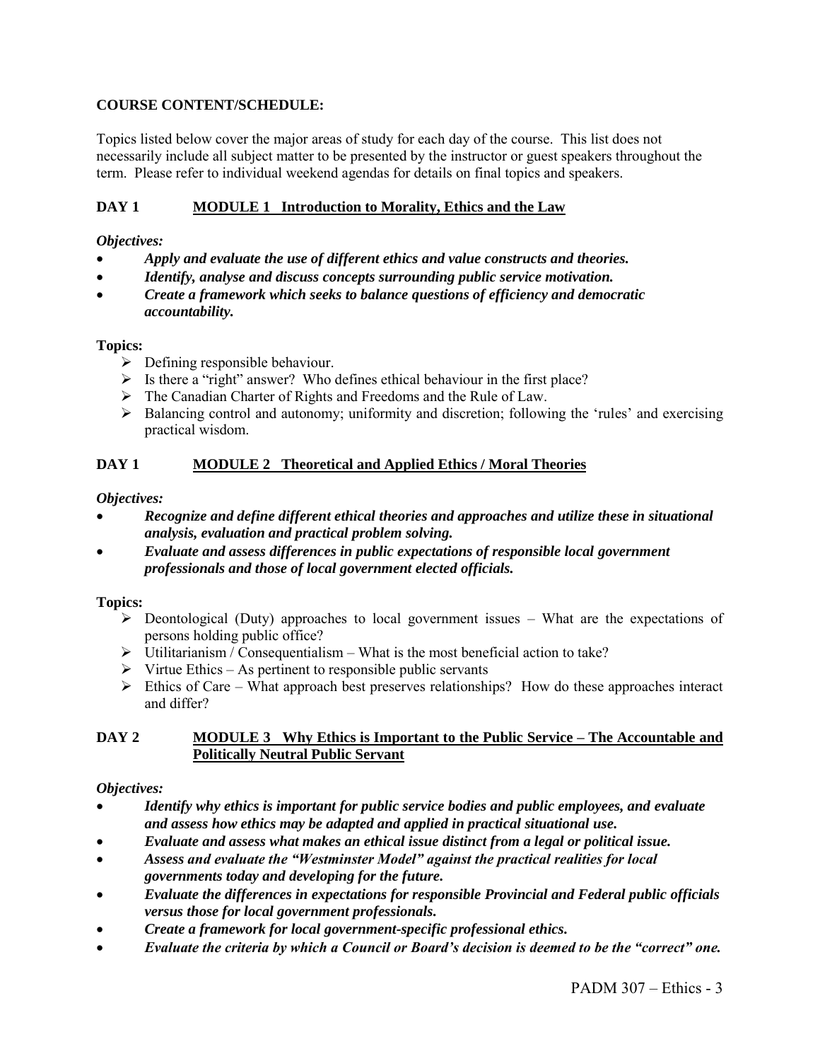**COURSE CONTENT/SCHEDULE:**

Topics listed below cover the major areas of study for each day of the course. This list does not necessarily include all subject matter to be presented by the instructor or guest speakers throughout the term. Please refer to individual weekend agendas for details on final topics and speakers.

## DAY 1 MODULE 1 Introduction to Morality, Ethics and the Law

*Objectives:*

- ***Apply and evaluate the use of different ethics and value constructs and theories.***
- ***Identify, analyse and discuss concepts surrounding public service motivation.***
- ***Create a framework which seeks to balance questions of efficiency and democratic accountability.***

**Topics:**

- Defining responsible behaviour.
- Is there a "right" answer? Who defines ethical behaviour in the first place?
- The Canadian Charter of Rights and Freedoms and the Rule of Law.
- Balancing control and autonomy; uniformity and discretion; following the 'rules' and exercising practical wisdom.

## DAY 1 MODULE 2 Theoretical and Applied Ethics / Moral Theories

*Objectives:*

- ***Recognize and define different ethical theories and approaches and utilize these in situational analysis, evaluation and practical problem solving.***
- ***Evaluate and assess differences in public expectations of responsible local government professionals and those of local government elected officials.***

**Topics:**

- Deontological (Duty) approaches to local government issues – What are the expectations of persons holding public office?
- Utilitarianism / Consequentialism – What is the most beneficial action to take?
- Virtue Ethics – As pertinent to responsible public servants
- Ethics of Care – What approach best preserves relationships? How do these approaches interact and differ?

## DAY 2 MODULE 3 Why Ethics is Important to the Public Service – The Accountable and Politically Neutral Public Servant

*Objectives:*

- ***Identify why ethics is important for public service bodies and public employees, and evaluate and assess how ethics may be adapted and applied in practical situational use.***
- ***Evaluate and assess what makes an ethical issue distinct from a legal or political issue.***
- ***Assess and evaluate the "Westminster Model" against the practical realities for local governments today and developing for the future.***
- ***Evaluate the differences in expectations for responsible Provincial and Federal public officials versus those for local government professionals.***
- ***Create a framework for local government-specific professional ethics.***
- ***Evaluate the criteria by which a Council or Board's decision is deemed to be the "correct" one.***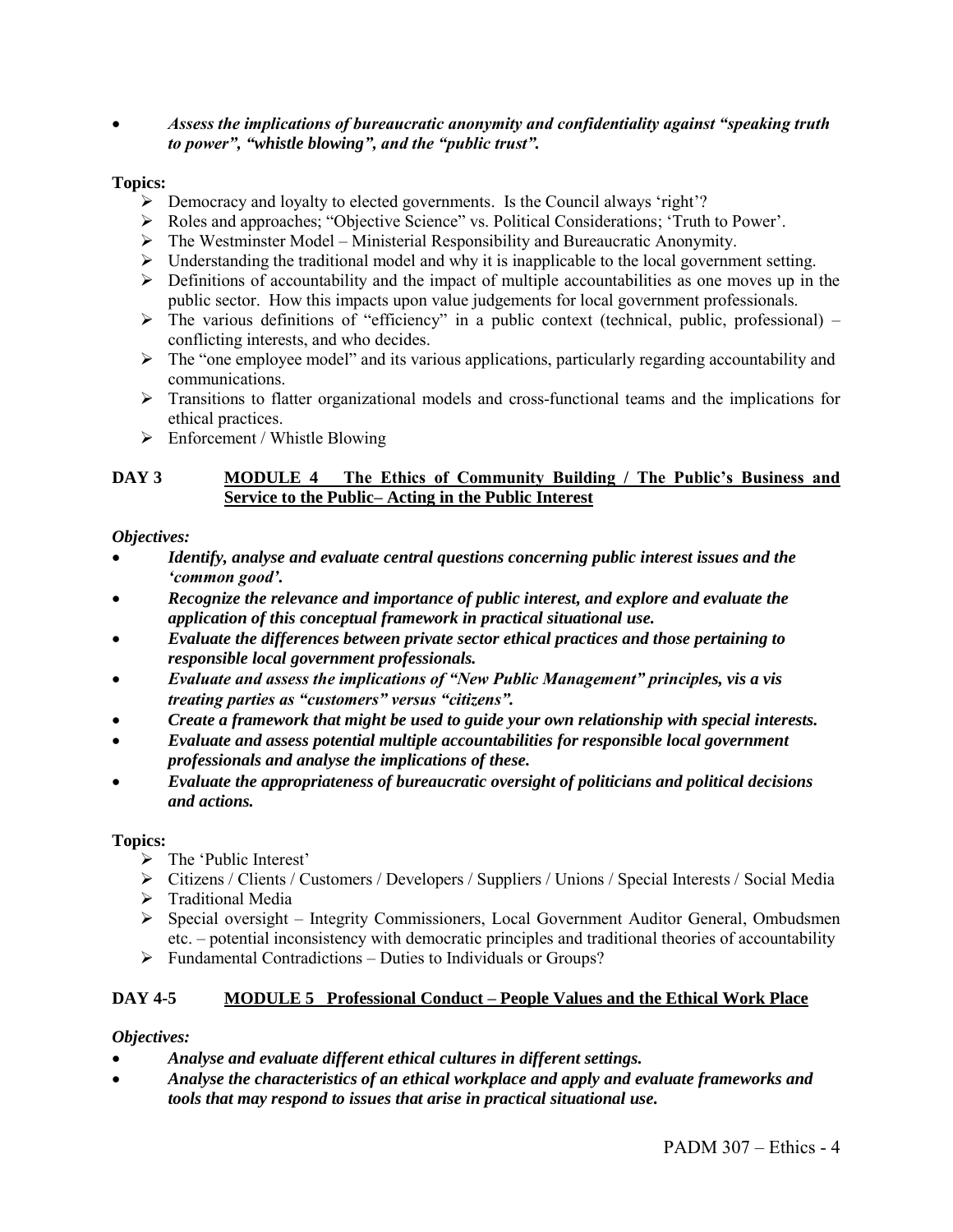- ***Assess the implications of bureaucratic anonymity and confidentiality against "speaking truth to power", "whistle blowing", and the "public trust".***

**Topics:**

- Democracy and loyalty to elected governments. Is the Council always 'right'?
- Roles and approaches; "Objective Science" vs. Political Considerations; 'Truth to Power'.
- The Westminster Model – Ministerial Responsibility and Bureaucratic Anonymity.
- Understanding the traditional model and why it is inapplicable to the local government setting.
- Definitions of accountability and the impact of multiple accountabilities as one moves up in the public sector. How this impacts upon value judgements for local government professionals.
- The various definitions of "efficiency" in a public context (technical, public, professional) – conflicting interests, and who decides.
- The "one employee model" and its various applications, particularly regarding accountability and communications.
- Transitions to flatter organizational models and cross-functional teams and the implications for ethical practices.
- Enforcement / Whistle Blowing

## DAY 3 MODULE 4 The Ethics of Community Building / The Public's Business and Service to the Public– Acting in the Public Interest

***Objectives:***

- ***Identify, analyse and evaluate central questions concerning public interest issues and the 'common good'.***
- ***Recognize the relevance and importance of public interest, and explore and evaluate the application of this conceptual framework in practical situational use.***
- ***Evaluate the differences between private sector ethical practices and those pertaining to responsible local government professionals.***
- ***Evaluate and assess the implications of "New Public Management" principles, vis a vis treating parties as "customers" versus "citizens".***
- ***Create a framework that might be used to guide your own relationship with special interests.***
- ***Evaluate and assess potential multiple accountabilities for responsible local government professionals and analyse the implications of these.***
- ***Evaluate the appropriateness of bureaucratic oversight of politicians and political decisions and actions.***

**Topics:**

- The 'Public Interest'
- Citizens / Clients / Customers / Developers / Suppliers / Unions / Special Interests / Social Media
- Traditional Media
- Special oversight – Integrity Commissioners, Local Government Auditor General, Ombudsmen etc. – potential inconsistency with democratic principles and traditional theories of accountability
- Fundamental Contradictions – Duties to Individuals or Groups?

## DAY 4-5 MODULE 5 Professional Conduct – People Values and the Ethical Work Place

***Objectives:***

- ***Analyse and evaluate different ethical cultures in different settings.***
- ***Analyse the characteristics of an ethical workplace and apply and evaluate frameworks and tools that may respond to issues that arise in practical situational use.***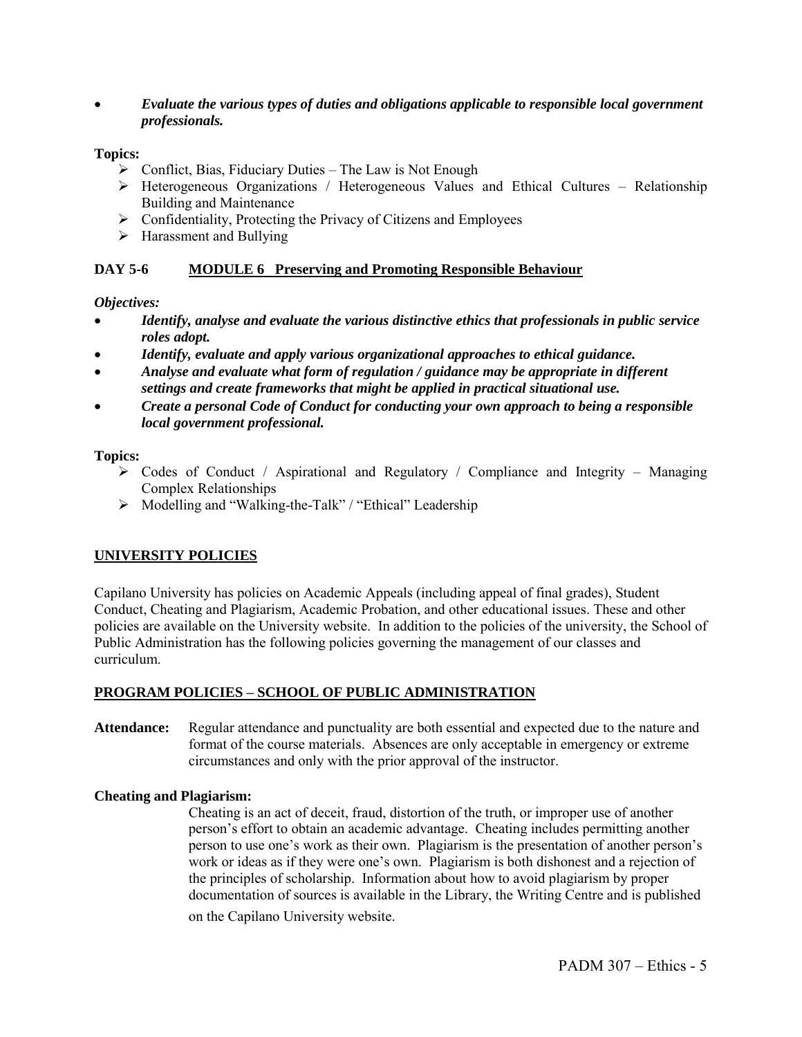- ***Evaluate the various types of duties and obligations applicable to responsible local government professionals.***

**Topics:**

- Conflict, Bias, Fiduciary Duties – The Law is Not Enough
- Heterogeneous Organizations / Heterogeneous Values and Ethical Cultures – Relationship Building and Maintenance
- Confidentiality, Protecting the Privacy of Citizens and Employees
- Harassment and Bullying

### DAY 5-6 MODULE 6 Preserving and Promoting Responsible Behaviour

***Objectives:***

- ***Identify, analyse and evaluate the various distinctive ethics that professionals in public service roles adopt.***
- ***Identify, evaluate and apply various organizational approaches to ethical guidance.***
- ***Analyse and evaluate what form of regulation / guidance may be appropriate in different settings and create frameworks that might be applied in practical situational use.***
- ***Create a personal Code of Conduct for conducting your own approach to being a responsible local government professional.***

**Topics:**

- Codes of Conduct / Aspirational and Regulatory / Compliance and Integrity – Managing Complex Relationships
- Modelling and "Walking-the-Talk" / "Ethical" Leadership

## UNIVERSITY POLICIES

Capilano University has policies on Academic Appeals (including appeal of final grades), Student Conduct, Cheating and Plagiarism, Academic Probation, and other educational issues. These and other policies are available on the University website. In addition to the policies of the university, the School of Public Administration has the following policies governing the management of our classes and curriculum.

## PROGRAM POLICIES – SCHOOL OF PUBLIC ADMINISTRATION

**Attendance:** Regular attendance and punctuality are both essential and expected due to the nature and format of the course materials. Absences are only acceptable in emergency or extreme circumstances and only with the prior approval of the instructor.

**Cheating and Plagiarism:**

Cheating is an act of deceit, fraud, distortion of the truth, or improper use of another person's effort to obtain an academic advantage. Cheating includes permitting another person to use one's work as their own. Plagiarism is the presentation of another person's work or ideas as if they were one's own. Plagiarism is both dishonest and a rejection of the principles of scholarship. Information about how to avoid plagiarism by proper documentation of sources is available in the Library, the Writing Centre and is published on the Capilano University website.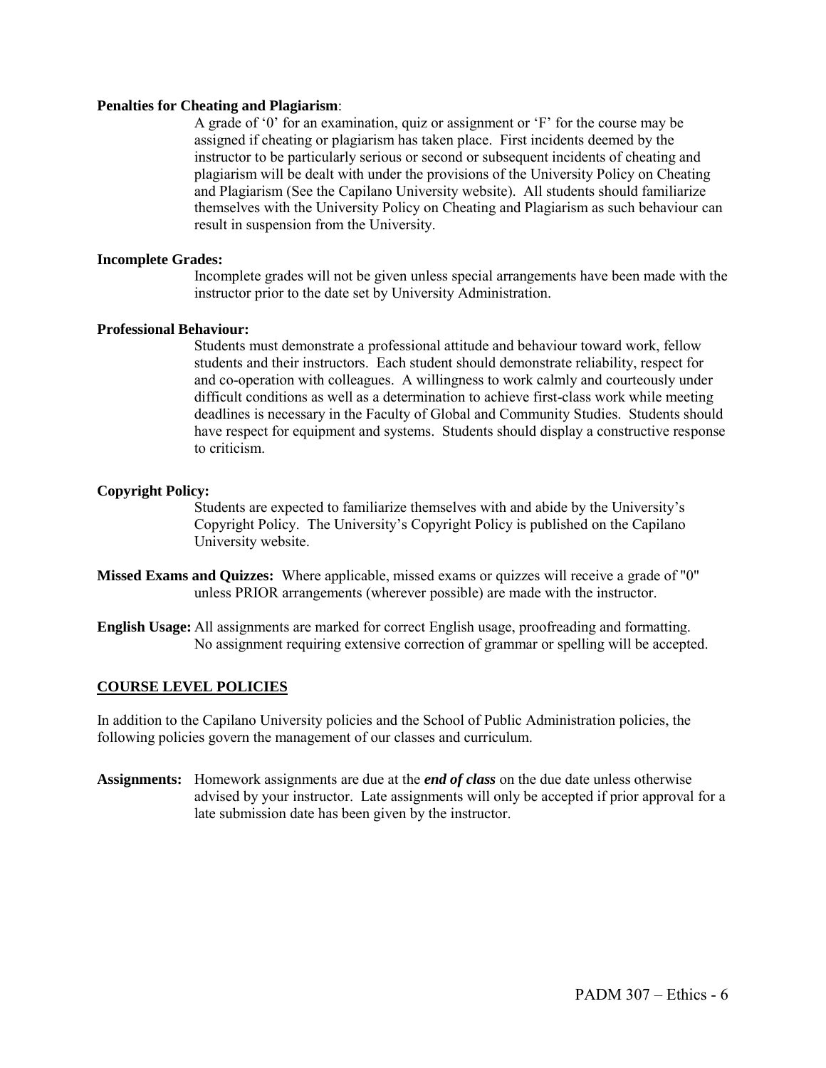**Penalties for Cheating and Plagiarism**:

A grade of '0' for an examination, quiz or assignment or 'F' for the course may be assigned if cheating or plagiarism has taken place. First incidents deemed by the instructor to be particularly serious or second or subsequent incidents of cheating and plagiarism will be dealt with under the provisions of the University Policy on Cheating and Plagiarism (See the Capilano University website). All students should familiarize themselves with the University Policy on Cheating and Plagiarism as such behaviour can result in suspension from the University.

**Incomplete Grades:**

Incomplete grades will not be given unless special arrangements have been made with the instructor prior to the date set by University Administration.

**Professional Behaviour:**

Students must demonstrate a professional attitude and behaviour toward work, fellow students and their instructors. Each student should demonstrate reliability, respect for and co-operation with colleagues. A willingness to work calmly and courteously under difficult conditions as well as a determination to achieve first-class work while meeting deadlines is necessary in the Faculty of Global and Community Studies. Students should have respect for equipment and systems. Students should display a constructive response to criticism.

**Copyright Policy:**

Students are expected to familiarize themselves with and abide by the University's Copyright Policy. The University's Copyright Policy is published on the Capilano University website.

**Missed Exams and Quizzes:** Where applicable, missed exams or quizzes will receive a grade of "0" unless PRIOR arrangements (wherever possible) are made with the instructor.

**English Usage:** All assignments are marked for correct English usage, proofreading and formatting. No assignment requiring extensive correction of grammar or spelling will be accepted.

## COURSE LEVEL POLICIES

In addition to the Capilano University policies and the School of Public Administration policies, the following policies govern the management of our classes and curriculum.

**Assignments:** Homework assignments are due at the ***end of class*** on the due date unless otherwise advised by your instructor. Late assignments will only be accepted if prior approval for a late submission date has been given by the instructor.